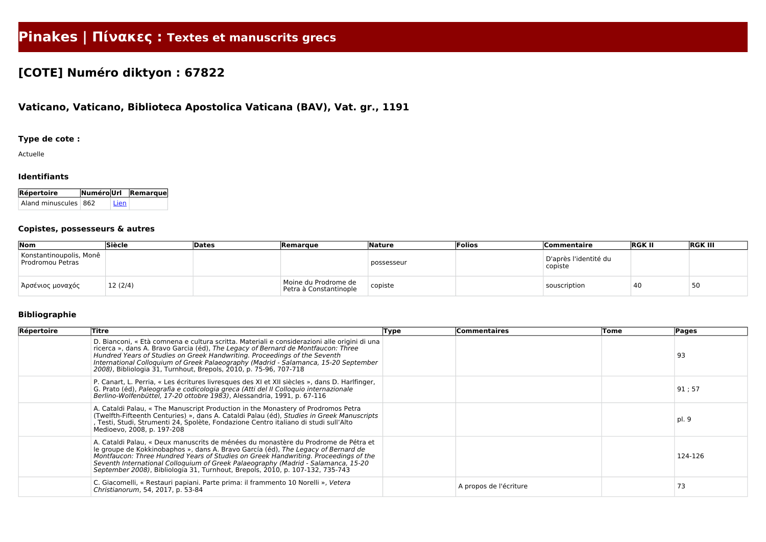# Pinakes | Πίνακες : Textes et manuscrits grecs

## [COTE] Numéro diktyon : 67822

### Vaticano, Vaticano, Biblioteca Apostolica Vaticana (BAV), Vat. gr., 1191

#### Type de cote :

Actuelle

#### Identifiants

| Répertoire | Numéro | Url | Remarque |
|---|---|---|---|
| Aland minuscules | 862 | Lien | |

#### Copistes, possesseurs & autres

| Nom | Siècle | Dates | Remarque | Nature | Folios | Commentaire | RGK II | RGK III |
|---|---|---|---|---|---|---|---|---|
| Konstantinoupolis, Monê Prodromou Petras | | | | possesseur | | D'après l'identité du copiste | | |
| Ἀρσένιος μοναχός | 12 (2/4) | | Moine du Prodrome de Petra à Constantinople | copiste | | souscription | 40 | 50 |

#### Bibliographie

| Répertoire | Titre | Type | Commentaires | Tome | Pages |
|---|---|---|---|---|---|
| | D. Bianconi, « Età comnena e cultura scritta. Materiali e considerazioni alle origini di una ricerca », dans A. Bravo Garcia (éd), *The Legacy of Bernard de Montfaucon: Three Hundred Years of Studies on Greek Handwriting. Proceedings of the Seventh International Colloquium of Greek Palaeography (Madrid - Salamanca, 15-20 September 2008)*, Bibliologia 31, Turnhout, Brepols, 2010, p. 75-96, 707-718 | | | | 93 |
| | P. Canart, L. Perria, « Les écritures livresques des XI et XII siècles », dans D. Harlfinger, G. Prato (éd), *Paleografia e codicologia greca (Atti del II Colloquio internazionale Berlino-Wolfenbüttel, 17-20 ottobre 1983)*, Alessandria, 1991, p. 67-116 | | | | 91 ; 57 |
| | A. Cataldi Palau, « The Manuscript Production in the Monastery of Prodromos Petra (Twelfth-Fifteenth Centuries) », dans A. Cataldi Palau (éd), *Studies in Greek Manuscripts* , Testi, Studi, Strumenti 24, Spolète, Fondazione Centro italiano di studi sull'Alto Medioevo, 2008, p. 197-208 | | | | pl. 9 |
| | A. Cataldi Palau, « Deux manuscrits de ménées du monastère du Prodrome de Pétra et le groupe de Kokkinobaphos », dans A. Bravo García (éd), *The Legacy of Bernard de Montfaucon: Three Hundred Years of Studies on Greek Handwriting. Proceedings of the Seventh International Colloquium of Greek Palaeography (Madrid - Salamanca, 15-20 September 2008)*, Bibliologia 31, Turnhout, Brepols, 2010, p. 107-132, 735-743 | | | | 124-126 |
| | C. Giacomelli, « Restauri papiani. Parte prima: il frammento 10 Norelli », *Vetera Christianorum*, 54, 2017, p. 53-84 | | A propos de l'écriture | | 73 |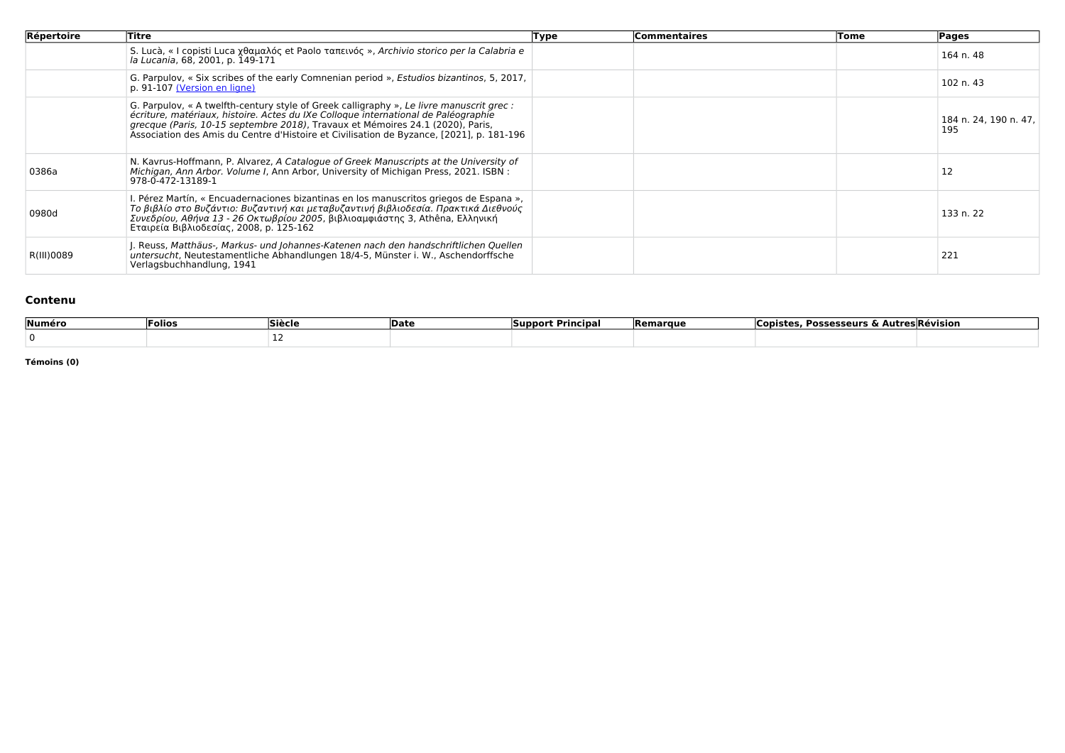| Répertoire | Titre | Type | Commentaires | Tome | Pages |
|---|---|---|---|---|---|
| | S. Lucà, « I copisti Luca χθαμαλός et Paolo ταπεινός », *Archivio storico per la Calabria e la Lucania*, 68, 2001, p. 149-171 | | | | 164 n. 48 |
| | G. Parpulov, « Six scribes of the early Comnenian period », *Estudios bizantinos*, 5, 2017, p. 91-107 [(Version en ligne)]() | | | | 102 n. 43 |
| | G. Parpulov, « A twelfth-century style of Greek calligraphy », *Le livre manuscrit grec : écriture, matériaux, histoire. Actes du IXe Colloque international de Paléographie grecque (Paris, 10-15 septembre 2018)*, Travaux et Mémoires 24.1 (2020), Paris, Association des Amis du Centre d'Histoire et Civilisation de Byzance, [2021], p. 181-196 | | | | 184 n. 24, 190 n. 47, 195 |
| 0386a | N. Kavrus-Hoffmann, P. Alvarez, *A Catalogue of Greek Manuscripts at the University of Michigan, Ann Arbor. Volume I*, Ann Arbor, University of Michigan Press, 2021. ISBN : 978-0-472-13189-1 | | | | 12 |
| 0980d | I. Pérez Martín, « Encuadernaciones bizantinas en los manuscritos griegos de Espana », *Το βιβλίο στο Βυζάντιο: Βυζαντινή και μεταβυζαντινή βιβλιοδεσία. Πρακτικά Διεθνούς Συνεδρίου, Αθήνα 13 - 26 Οκτωβρίου 2005*, βιβλιοαμφιάστης 3, Athêna, Ελληνική Εταιρεία Βιβλιοδεσίας, 2008, p. 125-162 | | | | 133 n. 22 |
| R(III)0089 | J. Reuss, *Matthäus-, Markus- und Johannes-Katenen nach den handschriftlichen Quellen untersucht*, Neutestamentliche Abhandlungen 18/4-5, Münster i. W., Aschendorffsche Verlagsbuchhandlung, 1941 | | | | 221 |

### Contenu

| Numéro | Folios | Siècle | Date | Support Principal | Remarque | Copistes, Possesseurs & Autres | Révision |
|---|---|---|---|---|---|---|---|
| 0 | | 12 | | | | | |

**Témoins (0)**